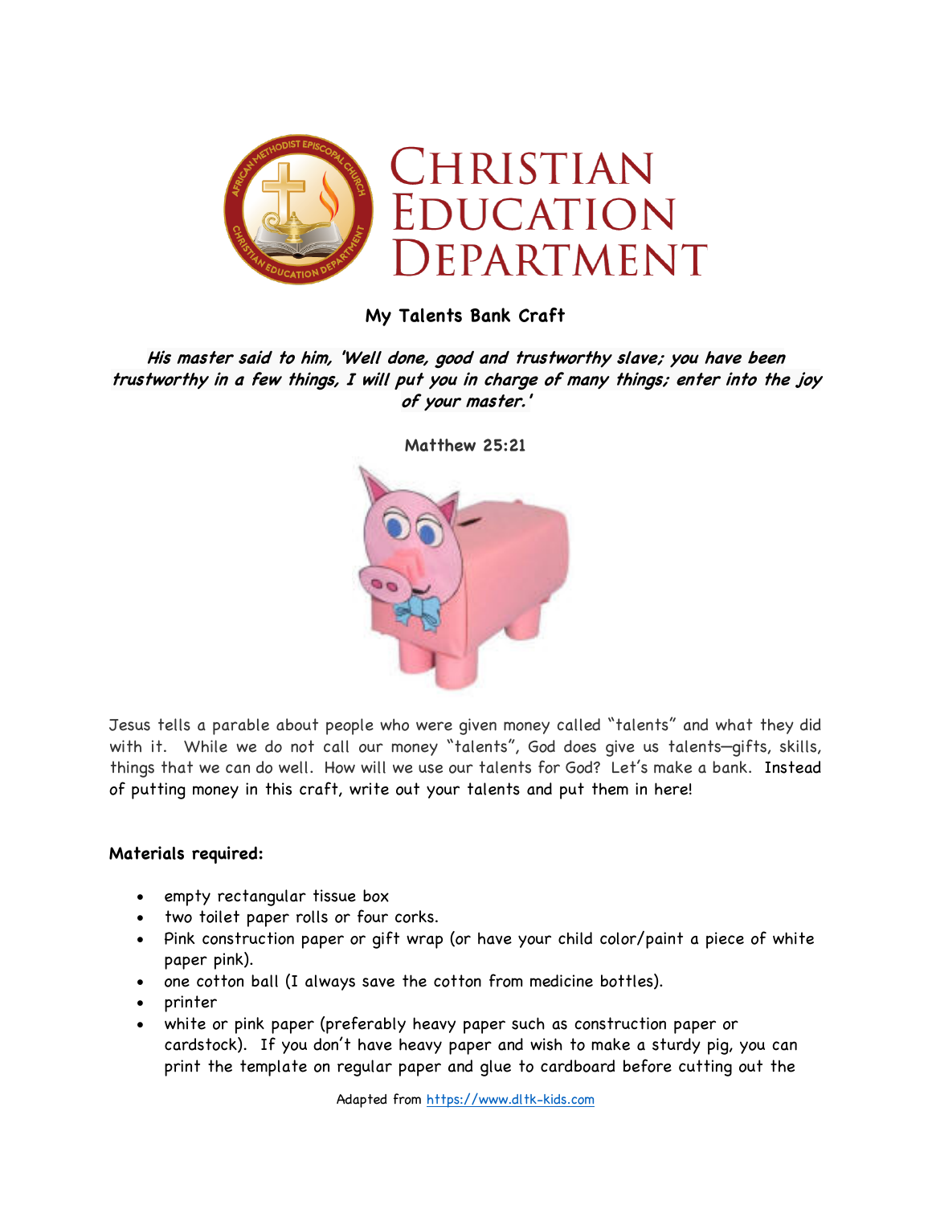# Christian Education Department

## My Talents Bank Craft

***His master said to him, 'Well done, good and trustworthy slave; you have been trustworthy in a few things, I will put you in charge of many things; enter into the joy of your master.'***

**Matthew 25:21**

Jesus tells a parable about people who were given money called "talents" and what they did with it. While we do not call our money "talents", God does give us talents—gifts, skills, things that we can do well. How will we use our talents for God? Let's make a bank. Instead of putting money in this craft, write out your talents and put them in here!

**Materials required:**

- empty rectangular tissue box
- two toilet paper rolls or four corks.
- Pink construction paper or gift wrap (or have your child color/paint a piece of white paper pink).
- one cotton ball (I always save the cotton from medicine bottles).
- printer
- white or pink paper (preferably heavy paper such as construction paper or cardstock). If you don't have heavy paper and wish to make a sturdy pig, you can print the template on regular paper and glue to cardboard before cutting out the

Adapted from https://www.dltk-kids.com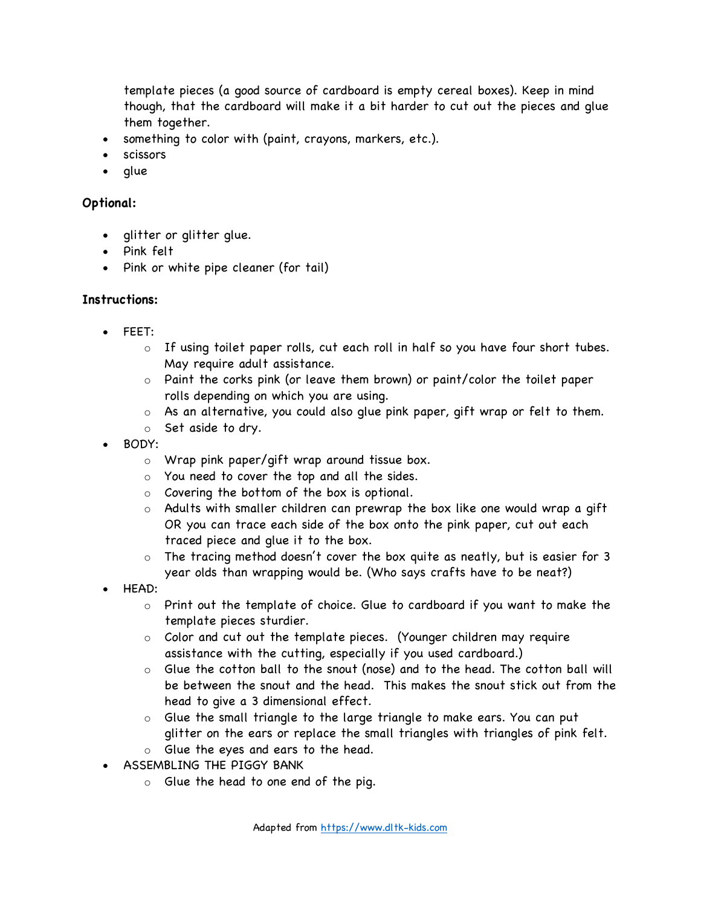template pieces (a good source of cardboard is empty cereal boxes). Keep in mind though, that the cardboard will make it a bit harder to cut out the pieces and glue them together.

- something to color with (paint, crayons, markers, etc.).
- scissors
- glue

**Optional:**

- glitter or glitter glue.
- Pink felt
- Pink or white pipe cleaner (for tail)

**Instructions:**

- FEET:
  - If using toilet paper rolls, cut each roll in half so you have four short tubes. May require adult assistance.
  - Paint the corks pink (or leave them brown) or paint/color the toilet paper rolls depending on which you are using.
  - As an alternative, you could also glue pink paper, gift wrap or felt to them.
  - Set aside to dry.
- BODY:
  - Wrap pink paper/gift wrap around tissue box.
  - You need to cover the top and all the sides.
  - Covering the bottom of the box is optional.
  - Adults with smaller children can prewrap the box like one would wrap a gift OR you can trace each side of the box onto the pink paper, cut out each traced piece and glue it to the box.
  - The tracing method doesn't cover the box quite as neatly, but is easier for 3 year olds than wrapping would be. (Who says crafts have to be neat?)
- HEAD:
  - Print out the template of choice. Glue to cardboard if you want to make the template pieces sturdier.
  - Color and cut out the template pieces. (Younger children may require assistance with the cutting, especially if you used cardboard.)
  - Glue the cotton ball to the snout (nose) and to the head. The cotton ball will be between the snout and the head. This makes the snout stick out from the head to give a 3 dimensional effect.
  - Glue the small triangle to the large triangle to make ears. You can put glitter on the ears or replace the small triangles with triangles of pink felt.
  - Glue the eyes and ears to the head.
- ASSEMBLING THE PIGGY BANK
  - Glue the head to one end of the pig.

Adapted from https://www.dltk-kids.com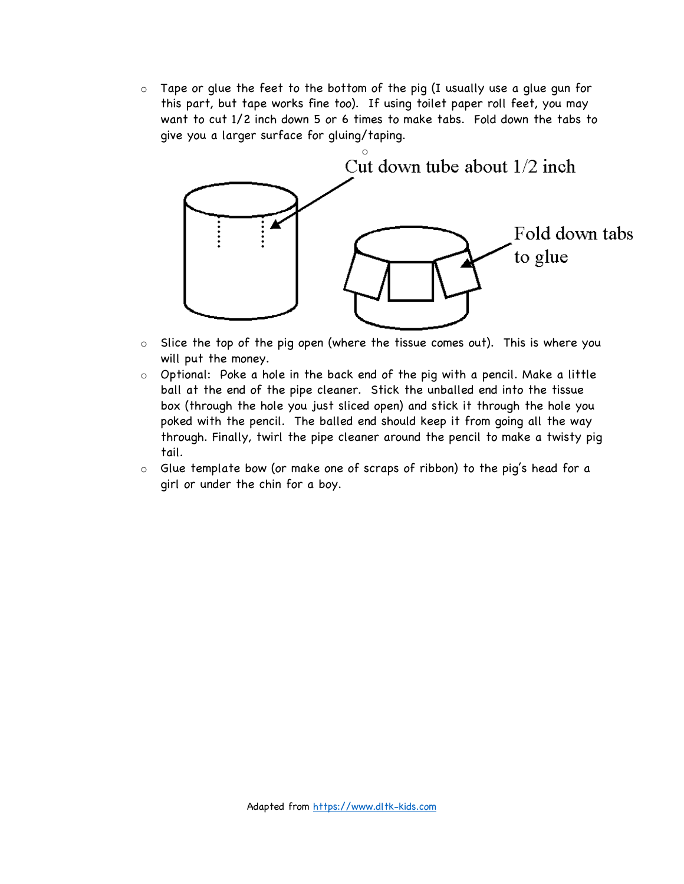- Tape or glue the feet to the bottom of the pig (I usually use a glue gun for this part, but tape works fine too). If using toilet paper roll feet, you may want to cut 1/2 inch down 5 or 6 times to make tabs. Fold down the tabs to give you a larger surface for gluing/taping.

Cut down tube about 1/2 inch

Fold down tabs to glue

- Slice the top of the pig open (where the tissue comes out). This is where you will put the money.
- Optional: Poke a hole in the back end of the pig with a pencil. Make a little ball at the end of the pipe cleaner. Stick the unballed end into the tissue box (through the hole you just sliced open) and stick it through the hole you poked with the pencil. The balled end should keep it from going all the way through. Finally, twirl the pipe cleaner around the pencil to make a twisty pig tail.
- Glue template bow (or make one of scraps of ribbon) to the pig's head for a girl or under the chin for a boy.

Adapted from [https://www.dltk-kids.com](https://www.dltk-kids.com)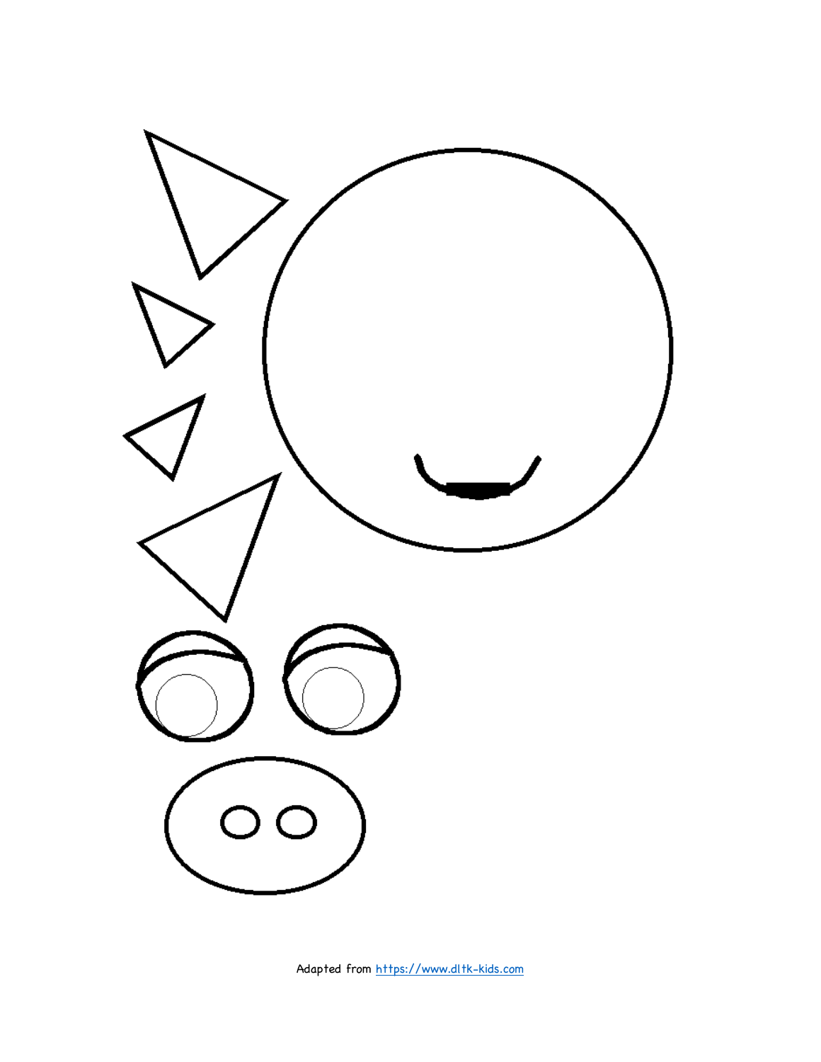Adapted from https://www.dltk-kids.com